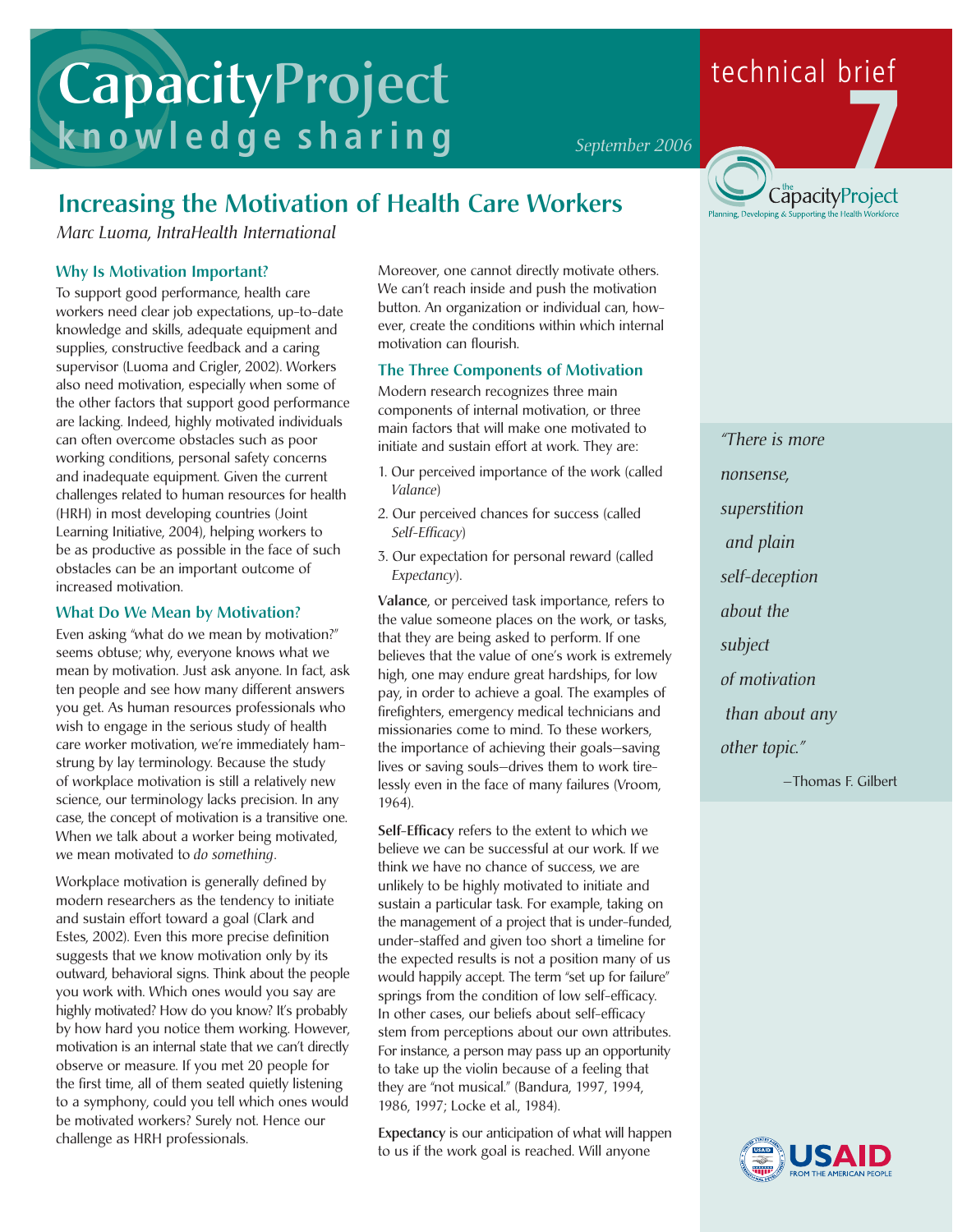# Increasing the Motivation of Health Care Workers

*Marc Luoma, IntraHealth International*

technical brief 7

September 2006

## Why Is Motivation Important?

To support good performance, health care workers need clear job expectations, up-to-date knowledge and skills, adequate equipment and supplies, constructive feedback and a caring supervisor (Luoma and Crigler, 2002). Workers also need motivation, especially when some of the other factors that support good performance are lacking. Indeed, highly motivated individuals can often overcome obstacles such as poor working conditions, personal safety concerns and inadequate equipment. Given the current challenges related to human resources for health (HRH) in most developing countries (Joint Learning Initiative, 2004), helping workers to be as productive as possible in the face of such obstacles can be an important outcome of increased motivation.

## What Do We Mean by Motivation?

Even asking "what do we mean by motivation?" seems obtuse; why, everyone knows what we mean by motivation. Just ask anyone. In fact, ask ten people and see how many different answers you get. As human resources professionals who wish to engage in the serious study of health care worker motivation, we're immediately hamstrung by lay terminology. Because the study of workplace motivation is still a relatively new science, our terminology lacks precision. In any case, the concept of motivation is a transitive one. When we talk about a worker being motivated, we mean motivated to *do something*.

Workplace motivation is generally defined by modern researchers as the tendency to initiate and sustain effort toward a goal (Clark and Estes, 2002). Even this more precise definition suggests that we know motivation only by its outward, behavioral signs. Think about the people you work with. Which ones would you say are highly motivated? How do you know? It's probably by how hard you notice them working. However, motivation is an internal state that we can't directly observe or measure. If you met 20 people for the first time, all of them seated quietly listening to a symphony, could you tell which ones would be motivated workers? Surely not. Hence our challenge as HRH professionals.

Moreover, one cannot directly motivate others. We can't reach inside and push the motivation button. An organization or individual can, however, create the conditions within which internal motivation can flourish.

## The Three Components of Motivation

Modern research recognizes three main components of internal motivation, or three main factors that will make one motivated to initiate and sustain effort at work. They are:

1. Our perceived importance of the work (called *Valance*)
2. Our perceived chances for success (called *Self-Efficacy*)
3. Our expectation for personal reward (called *Expectancy*).

**Valance**, or perceived task importance, refers to the value someone places on the work, or tasks, that they are being asked to perform. If one believes that the value of one's work is extremely high, one may endure great hardships, for low pay, in order to achieve a goal. The examples of firefighters, emergency medical technicians and missionaries come to mind. To these workers, the importance of achieving their goals—saving lives or saving souls—drives them to work tirelessly even in the face of many failures (Vroom, 1964).

**Self-Efficacy** refers to the extent to which we believe we can be successful at our work. If we think we have no chance of success, we are unlikely to be highly motivated to initiate and sustain a particular task. For example, taking on the management of a project that is under-funded, under-staffed and given too short a timeline for the expected results is not a position many of us would happily accept. The term "set up for failure" springs from the condition of low self-efficacy. In other cases, our beliefs about self-efficacy stem from perceptions about our own attributes. For instance, a person may pass up an opportunity to take up the violin because of a feeling that they are "not musical." (Bandura, 1997, 1994, 1986, 1997; Locke et al., 1984).

**Expectancy** is our anticipation of what will happen to us if the work goal is reached. Will anyone

> *"There is more nonsense, superstition and plain self-deception about the subject of motivation than about any other topic."*
>
> —Thomas F. Gilbert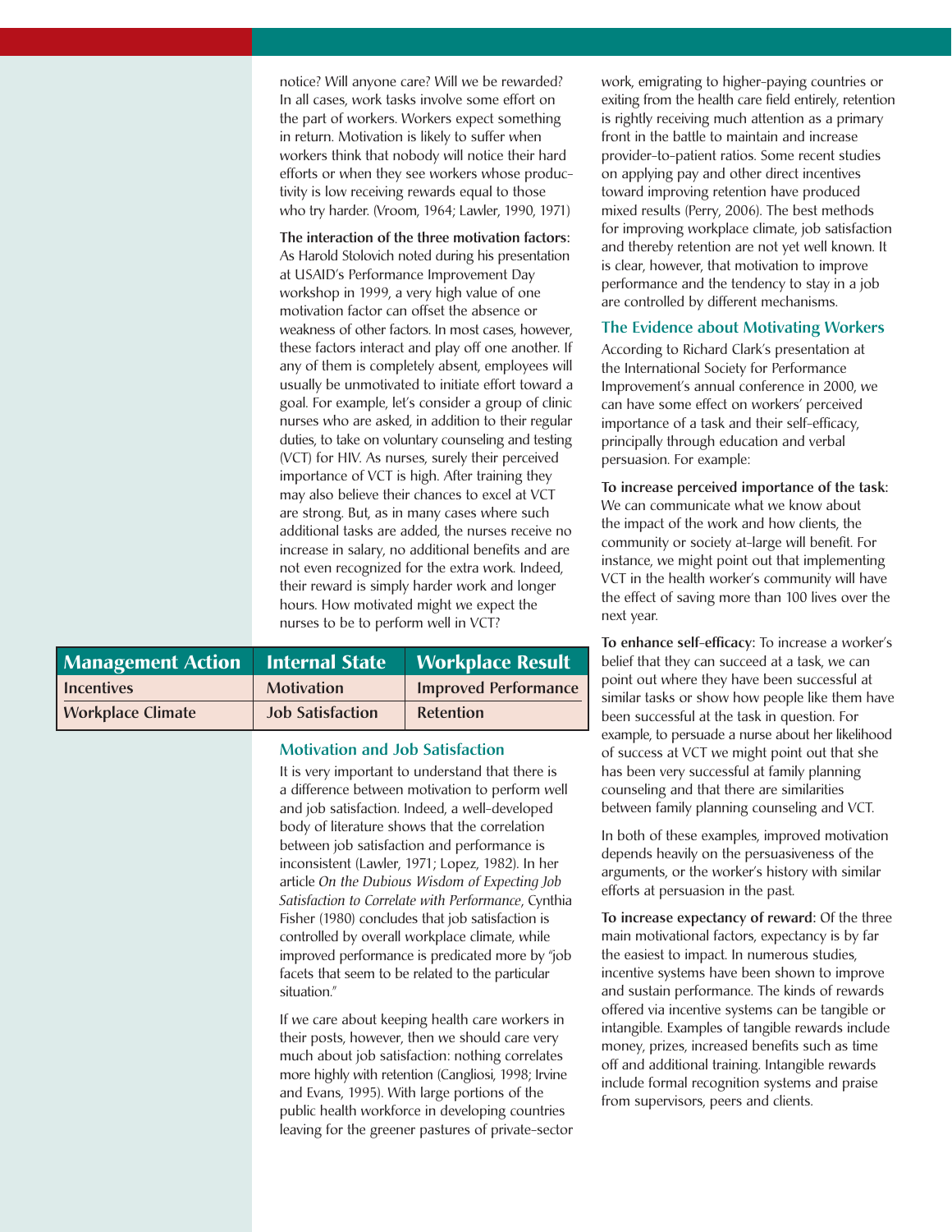notice? Will anyone care? Will we be rewarded? In all cases, work tasks involve some effort on the part of workers. Workers expect something in return. Motivation is likely to suffer when workers think that nobody will notice their hard efforts or when they see workers whose productivity is low receiving rewards equal to those who try harder. (Vroom, 1964; Lawler, 1990, 1971)

**The interaction of the three motivation factors:** As Harold Stolovich noted during his presentation at USAID's Performance Improvement Day workshop in 1999, a very high value of one motivation factor can offset the absence or weakness of other factors. In most cases, however, these factors interact and play off one another. If any of them is completely absent, employees will usually be unmotivated to initiate effort toward a goal. For example, let's consider a group of clinic nurses who are asked, in addition to their regular duties, to take on voluntary counseling and testing (VCT) for HIV. As nurses, surely their perceived importance of VCT is high. After training they may also believe their chances to excel at VCT are strong. But, as in many cases where such additional tasks are added, the nurses receive no increase in salary, no additional benefits and are not even recognized for the extra work. Indeed, their reward is simply harder work and longer hours. How motivated might we expect the nurses to be to perform well in VCT?

| Management Action | Internal State | Workplace Result |
|---|---|---|
| Incentives | Motivation | Improved Performance |
| Workplace Climate | Job Satisfaction | Retention |

### Motivation and Job Satisfaction

It is very important to understand that there is a difference between motivation to perform well and job satisfaction. Indeed, a well-developed body of literature shows that the correlation between job satisfaction and performance is inconsistent (Lawler, 1971; Lopez, 1982). In her article *On the Dubious Wisdom of Expecting Job Satisfaction to Correlate with Performance*, Cynthia Fisher (1980) concludes that job satisfaction is controlled by overall workplace climate, while improved performance is predicated more by "job facets that seem to be related to the particular situation."

If we care about keeping health care workers in their posts, however, then we should care very much about job satisfaction: nothing correlates more highly with retention (Cangliosi, 1998; Irvine and Evans, 1995). With large portions of the public health workforce in developing countries leaving for the greener pastures of private-sector work, emigrating to higher-paying countries or exiting from the health care field entirely, retention is rightly receiving much attention as a primary front in the battle to maintain and increase provider-to-patient ratios. Some recent studies on applying pay and other direct incentives toward improving retention have produced mixed results (Perry, 2006). The best methods for improving workplace climate, job satisfaction and thereby retention are not yet well known. It is clear, however, that motivation to improve performance and the tendency to stay in a job are controlled by different mechanisms.

### The Evidence about Motivating Workers

According to Richard Clark's presentation at the International Society for Performance Improvement's annual conference in 2000, we can have some effect on workers' perceived importance of a task and their self-efficacy, principally through education and verbal persuasion. For example:

**To increase perceived importance of the task:** We can communicate what we know about the impact of the work and how clients, the community or society at-large will benefit. For instance, we might point out that implementing VCT in the health worker's community will have the effect of saving more than 100 lives over the next year.

**To enhance self-efficacy:** To increase a worker's belief that they can succeed at a task, we can point out where they have been successful at similar tasks or show how people like them have been successful at the task in question. For example, to persuade a nurse about her likelihood of success at VCT we might point out that she has been very successful at family planning counseling and that there are similarities between family planning counseling and VCT.

In both of these examples, improved motivation depends heavily on the persuasiveness of the arguments, or the worker's history with similar efforts at persuasion in the past.

**To increase expectancy of reward:** Of the three main motivational factors, expectancy is by far the easiest to impact. In numerous studies, incentive systems have been shown to improve and sustain performance. The kinds of rewards offered via incentive systems can be tangible or intangible. Examples of tangible rewards include money, prizes, increased benefits such as time off and additional training. Intangible rewards include formal recognition systems and praise from supervisors, peers and clients.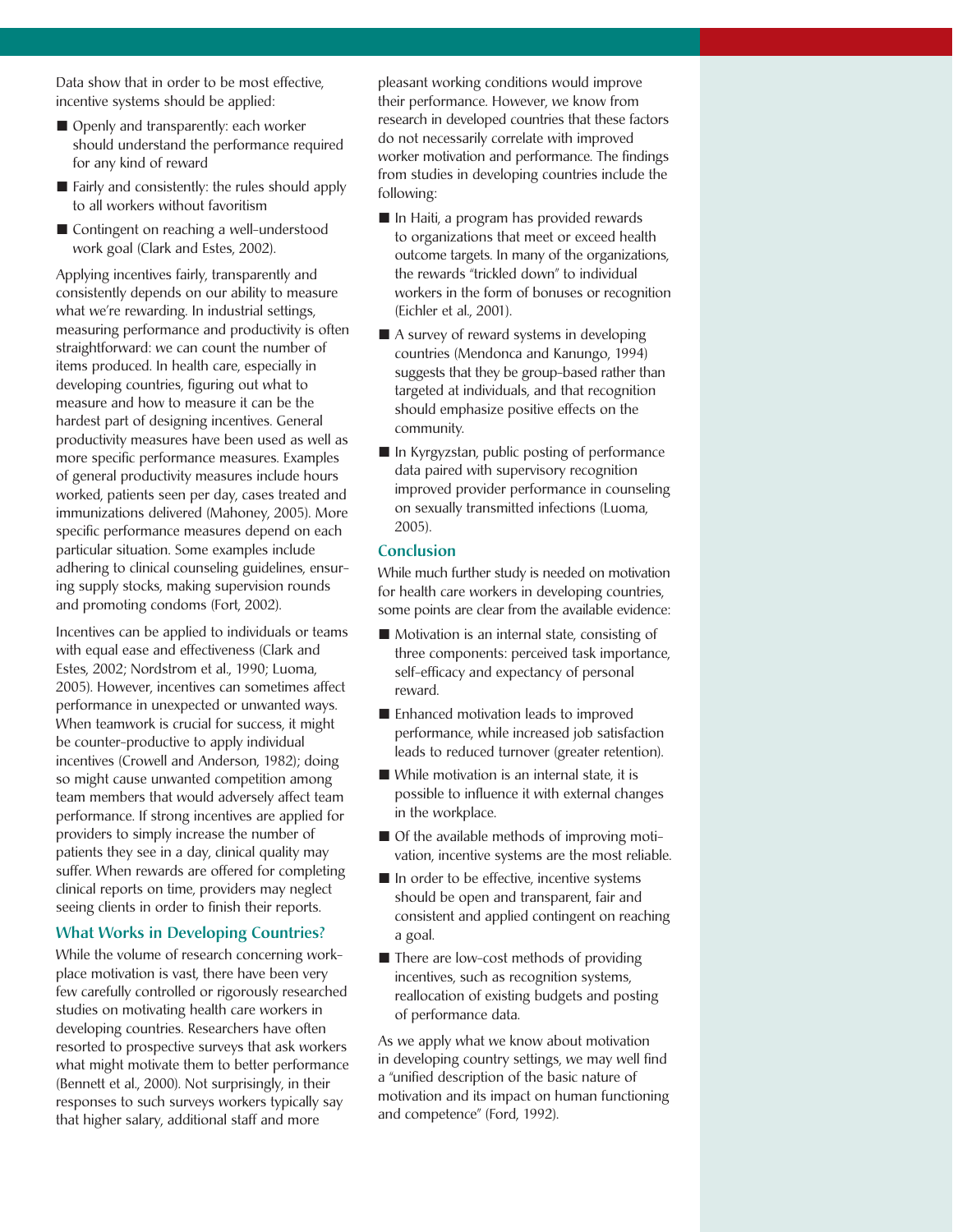Data show that in order to be most effective, incentive systems should be applied:

- Openly and transparently: each worker should understand the performance required for any kind of reward
- Fairly and consistently: the rules should apply to all workers without favoritism
- Contingent on reaching a well-understood work goal (Clark and Estes, 2002).

Applying incentives fairly, transparently and consistently depends on our ability to measure what we're rewarding. In industrial settings, measuring performance and productivity is often straightforward: we can count the number of items produced. In health care, especially in developing countries, figuring out what to measure and how to measure it can be the hardest part of designing incentives. General productivity measures have been used as well as more specific performance measures. Examples of general productivity measures include hours worked, patients seen per day, cases treated and immunizations delivered (Mahoney, 2005). More specific performance measures depend on each particular situation. Some examples include adhering to clinical counseling guidelines, ensuring supply stocks, making supervision rounds and promoting condoms (Fort, 2002).

Incentives can be applied to individuals or teams with equal ease and effectiveness (Clark and Estes, 2002; Nordstrom et al., 1990; Luoma, 2005). However, incentives can sometimes affect performance in unexpected or unwanted ways. When teamwork is crucial for success, it might be counter-productive to apply individual incentives (Crowell and Anderson, 1982); doing so might cause unwanted competition among team members that would adversely affect team performance. If strong incentives are applied for providers to simply increase the number of patients they see in a day, clinical quality may suffer. When rewards are offered for completing clinical reports on time, providers may neglect seeing clients in order to finish their reports.

### What Works in Developing Countries?

While the volume of research concerning workplace motivation is vast, there have been very few carefully controlled or rigorously researched studies on motivating health care workers in developing countries. Researchers have often resorted to prospective surveys that ask workers what might motivate them to better performance (Bennett et al., 2000). Not surprisingly, in their responses to such surveys workers typically say that higher salary, additional staff and more pleasant working conditions would improve their performance. However, we know from research in developed countries that these factors do not necessarily correlate with improved worker motivation and performance. The findings from studies in developing countries include the following:

- In Haiti, a program has provided rewards to organizations that meet or exceed health outcome targets. In many of the organizations, the rewards "trickled down" to individual workers in the form of bonuses or recognition (Eichler et al., 2001).
- A survey of reward systems in developing countries (Mendonca and Kanungo, 1994) suggests that they be group-based rather than targeted at individuals, and that recognition should emphasize positive effects on the community.
- In Kyrgyzstan, public posting of performance data paired with supervisory recognition improved provider performance in counseling on sexually transmitted infections (Luoma, 2005).

### Conclusion

While much further study is needed on motivation for health care workers in developing countries, some points are clear from the available evidence:

- Motivation is an internal state, consisting of three components: perceived task importance, self-efficacy and expectancy of personal reward.
- Enhanced motivation leads to improved performance, while increased job satisfaction leads to reduced turnover (greater retention).
- While motivation is an internal state, it is possible to influence it with external changes in the workplace.
- Of the available methods of improving motivation, incentive systems are the most reliable.
- In order to be effective, incentive systems should be open and transparent, fair and consistent and applied contingent on reaching a goal.
- There are low-cost methods of providing incentives, such as recognition systems, reallocation of existing budgets and posting of performance data.

As we apply what we know about motivation in developing country settings, we may well find a "unified description of the basic nature of motivation and its impact on human functioning and competence" (Ford, 1992).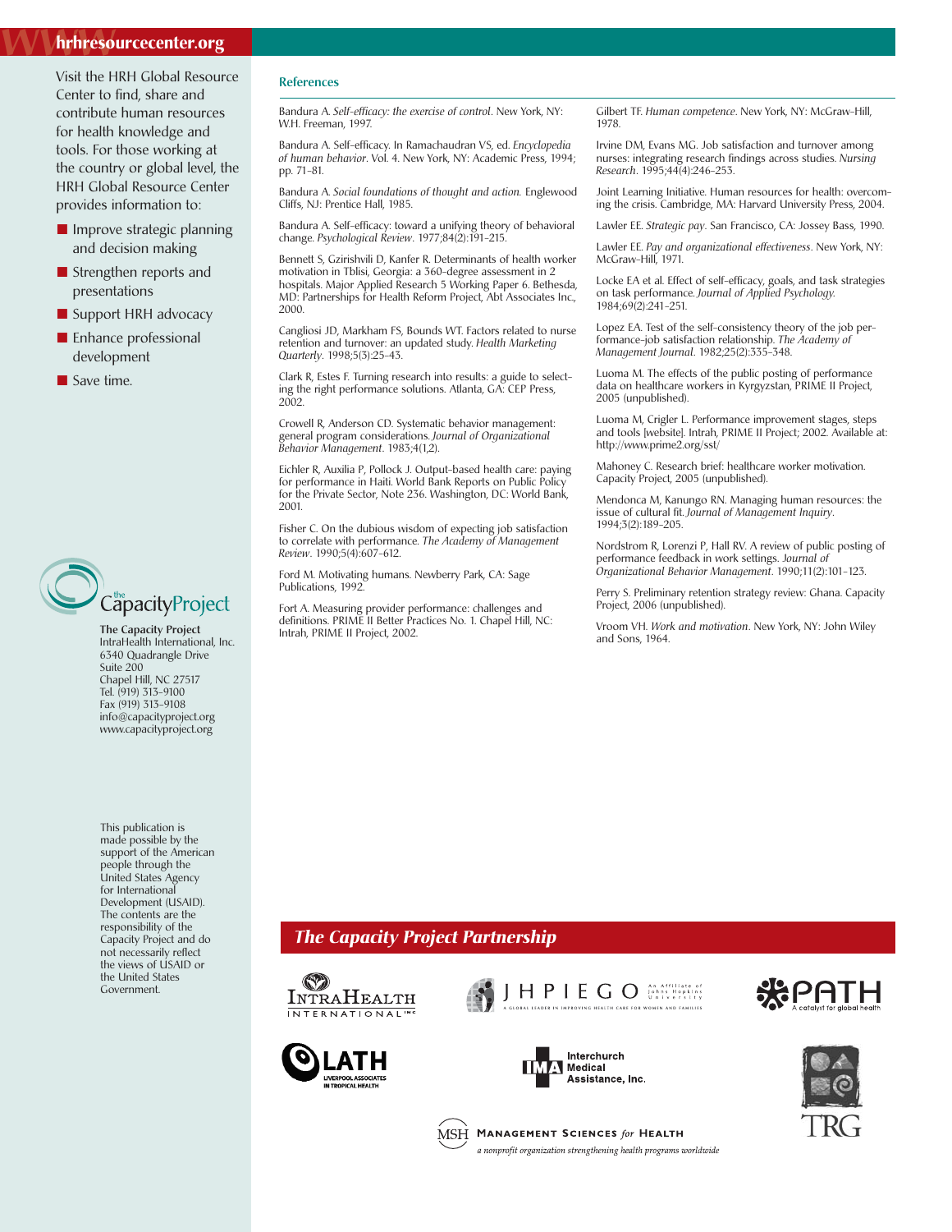**hrhresourcecenter.org**

Visit the HRH Global Resource Center to find, share and contribute human resources for health knowledge and tools. For those working at the country or global level, the HRH Global Resource Center provides information to:

- Improve strategic planning and decision making
- Strengthen reports and presentations
- Support HRH advocacy
- Enhance professional development
- Save time.

## References

Bandura A. *Self-efficacy: the exercise of control*. New York, NY: W.H. Freeman, 1997.

Bandura A. Self-efficacy. In Ramachaudran VS, ed. *Encyclopedia of human behavior*. Vol. 4. New York, NY: Academic Press, 1994; pp. 71–81.

Bandura A. *Social foundations of thought and action.* Englewood Cliffs, NJ: Prentice Hall, 1985.

Bandura A. Self-efficacy: toward a unifying theory of behavioral change. *Psychological Review*. 1977;84(2):191–215.

Bennett S, Gzirishvili D, Kanfer R. Determinants of health worker motivation in Tblisi, Georgia: a 360-degree assessment in 2 hospitals. Major Applied Research 5 Working Paper 6. Bethesda, MD: Partnerships for Health Reform Project, Abt Associates Inc., 2000.

Cangliosi JD, Markham FS, Bounds WT. Factors related to nurse retention and turnover: an updated study. *Health Marketing Quarterly*. 1998;5(3):25–43.

Clark R, Estes F. Turning research into results: a guide to selecting the right performance solutions. Atlanta, GA: CEP Press, 2002.

Crowell R, Anderson CD. Systematic behavior management: general program considerations. *Journal of Organizational Behavior Management*. 1983;4(1,2).

Eichler R, Auxilia P, Pollock J. Output-based health care: paying for performance in Haiti. World Bank Reports on Public Policy for the Private Sector, Note 236. Washington, DC: World Bank, 2001.

Fisher C. On the dubious wisdom of expecting job satisfaction to correlate with performance. *The Academy of Management Review*. 1990;5(4):607–612.

Ford M. Motivating humans. Newberry Park, CA: Sage Publications, 1992.

Fort A. Measuring provider performance: challenges and definitions. PRIME II Better Practices No. 1. Chapel Hill, NC: Intrah, PRIME II Project, 2002.

Gilbert TF. *Human competence*. New York, NY: McGraw-Hill, 1978.

Irvine DM, Evans MG. Job satisfaction and turnover among nurses: integrating research findings across studies. *Nursing Research*. 1995;44(4):246–253.

Joint Learning Initiative. Human resources for health: overcoming the crisis. Cambridge, MA: Harvard University Press, 2004.

Lawler EE. *Strategic pay*. San Francisco, CA: Jossey Bass, 1990.

Lawler EE. *Pay and organizational effectiveness*. New York, NY: McGraw-Hill, 1971.

Locke EA et al. Effect of self-efficacy, goals, and task strategies on task performance. *Journal of Applied Psychology*. 1984;69(2):241–251.

Lopez EA. Test of the self-consistency theory of the job performance-job satisfaction relationship. *The Academy of Management Journal*. 1982;25(2):335–348.

Luoma M. The effects of the public posting of performance data on healthcare workers in Kyrgyzstan, PRIME II Project, 2005 (unpublished).

Luoma M, Crigler L. Performance improvement stages, steps and tools [website]. Intrah, PRIME II Project; 2002. Available at: http://www.prime2.org/sst/

Mahoney C. Research brief: healthcare worker motivation. Capacity Project, 2005 (unpublished).

Mendonca M, Kanungo RN. Managing human resources: the issue of cultural fit. *Journal of Management Inquiry*. 1994;3(2):189–205.

Nordstrom R, Lorenzi P, Hall RV. A review of public posting of performance feedback in work settings. *Journal of Organizational Behavior Management*. 1990;11(2):101–123.

Perry S. Preliminary retention strategy review: Ghana. Capacity Project, 2006 (unpublished).

Vroom VH. *Work and motivation*. New York, NY: John Wiley and Sons, 1964.

**The Capacity Project**
IntraHealth International, Inc.
6340 Quadrangle Drive
Suite 200
Chapel Hill, NC 27517
Tel. (919) 313-9100
Fax (919) 313-9108
info@capacityproject.org
www.capacityproject.org

This publication is made possible by the support of the American people through the United States Agency for International Development (USAID). The contents are the responsibility of the Capacity Project and do not necessarily reflect the views of USAID or the United States Government.

## *The Capacity Project Partnership*

IntraHealth International · JHPIEGO (An Affiliate of Johns Hopkins University) · PATH (A catalyst for global health) · LATH (Liverpool Associates in Tropical Health) · Interchurch Medical Assistance, Inc. · TRG · Management Sciences for Health (a nonprofit organization strengthening health programs worldwide)